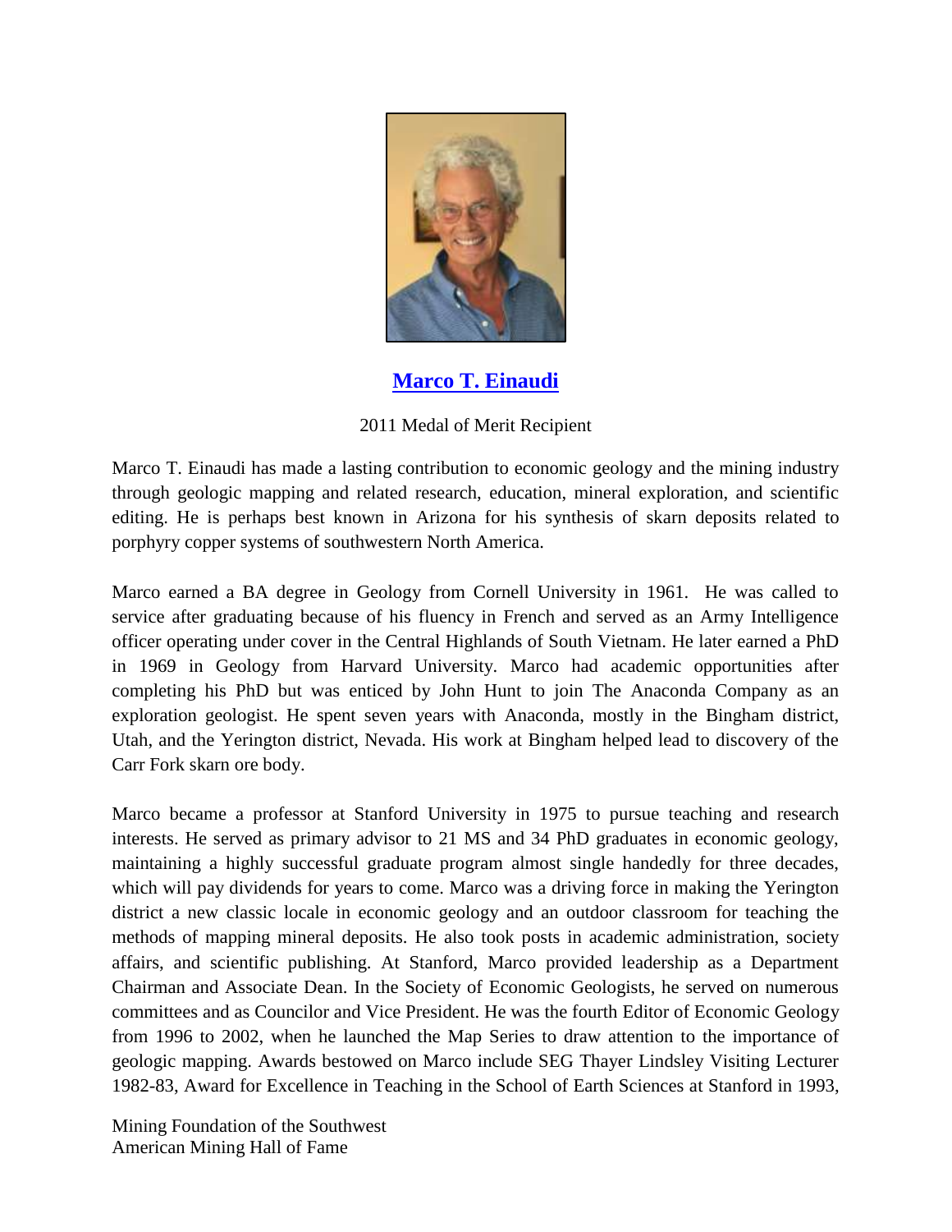## [Marco T. Einaudi]

2011 Medal of Merit Recipient

Marco T. Einaudi has made a lasting contribution to economic geology and the mining industry through geologic mapping and related research, education, mineral exploration, and scientific editing. He is perhaps best known in Arizona for his synthesis of skarn deposits related to porphyry copper systems of southwestern North America.

Marco earned a BA degree in Geology from Cornell University in 1961. He was called to service after graduating because of his fluency in French and served as an Army Intelligence officer operating under cover in the Central Highlands of South Vietnam. He later earned a PhD in 1969 in Geology from Harvard University. Marco had academic opportunities after completing his PhD but was enticed by John Hunt to join The Anaconda Company as an exploration geologist. He spent seven years with Anaconda, mostly in the Bingham district, Utah, and the Yerington district, Nevada. His work at Bingham helped lead to discovery of the Carr Fork skarn ore body.

Marco became a professor at Stanford University in 1975 to pursue teaching and research interests. He served as primary advisor to 21 MS and 34 PhD graduates in economic geology, maintaining a highly successful graduate program almost single handedly for three decades, which will pay dividends for years to come. Marco was a driving force in making the Yerington district a new classic locale in economic geology and an outdoor classroom for teaching the methods of mapping mineral deposits. He also took posts in academic administration, society affairs, and scientific publishing. At Stanford, Marco provided leadership as a Department Chairman and Associate Dean. In the Society of Economic Geologists, he served on numerous committees and as Councilor and Vice President. He was the fourth Editor of Economic Geology from 1996 to 2002, when he launched the Map Series to draw attention to the importance of geologic mapping. Awards bestowed on Marco include SEG Thayer Lindsley Visiting Lecturer 1982-83, Award for Excellence in Teaching in the School of Earth Sciences at Stanford in 1993,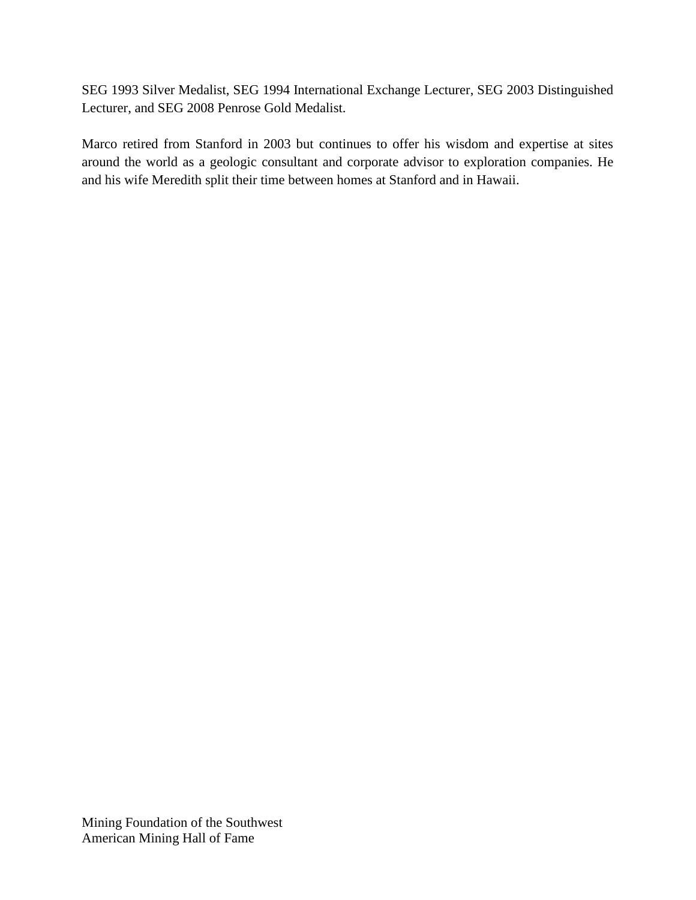SEG 1993 Silver Medalist, SEG 1994 International Exchange Lecturer, SEG 2003 Distinguished Lecturer, and SEG 2008 Penrose Gold Medalist.

Marco retired from Stanford in 2003 but continues to offer his wisdom and expertise at sites around the world as a geologic consultant and corporate advisor to exploration companies. He and his wife Meredith split their time between homes at Stanford and in Hawaii.

Mining Foundation of the Southwest
American Mining Hall of Fame